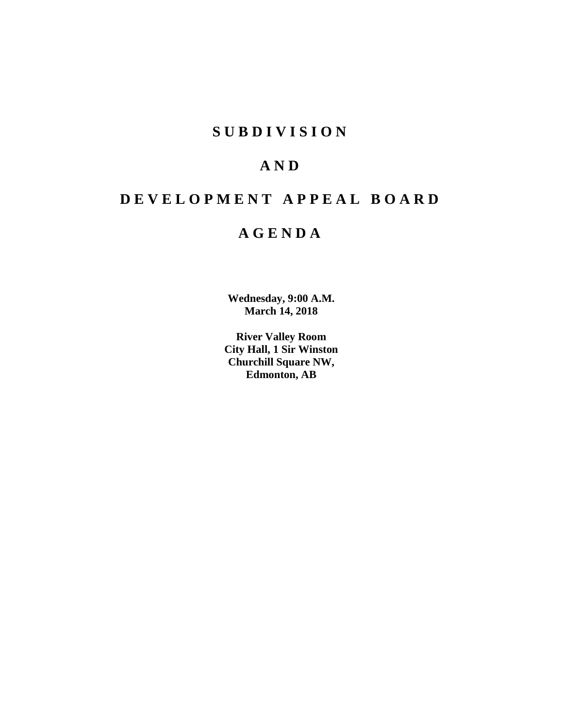# SUBDIVISION

# AND

# DEVELOPMENT APPEAL BOARD

# AGENDA

**Wednesday, 9:00 A.M.**
**March 14, 2018**

**River Valley Room**
**City Hall, 1 Sir Winston**
**Churchill Square NW,**
**Edmonton, AB**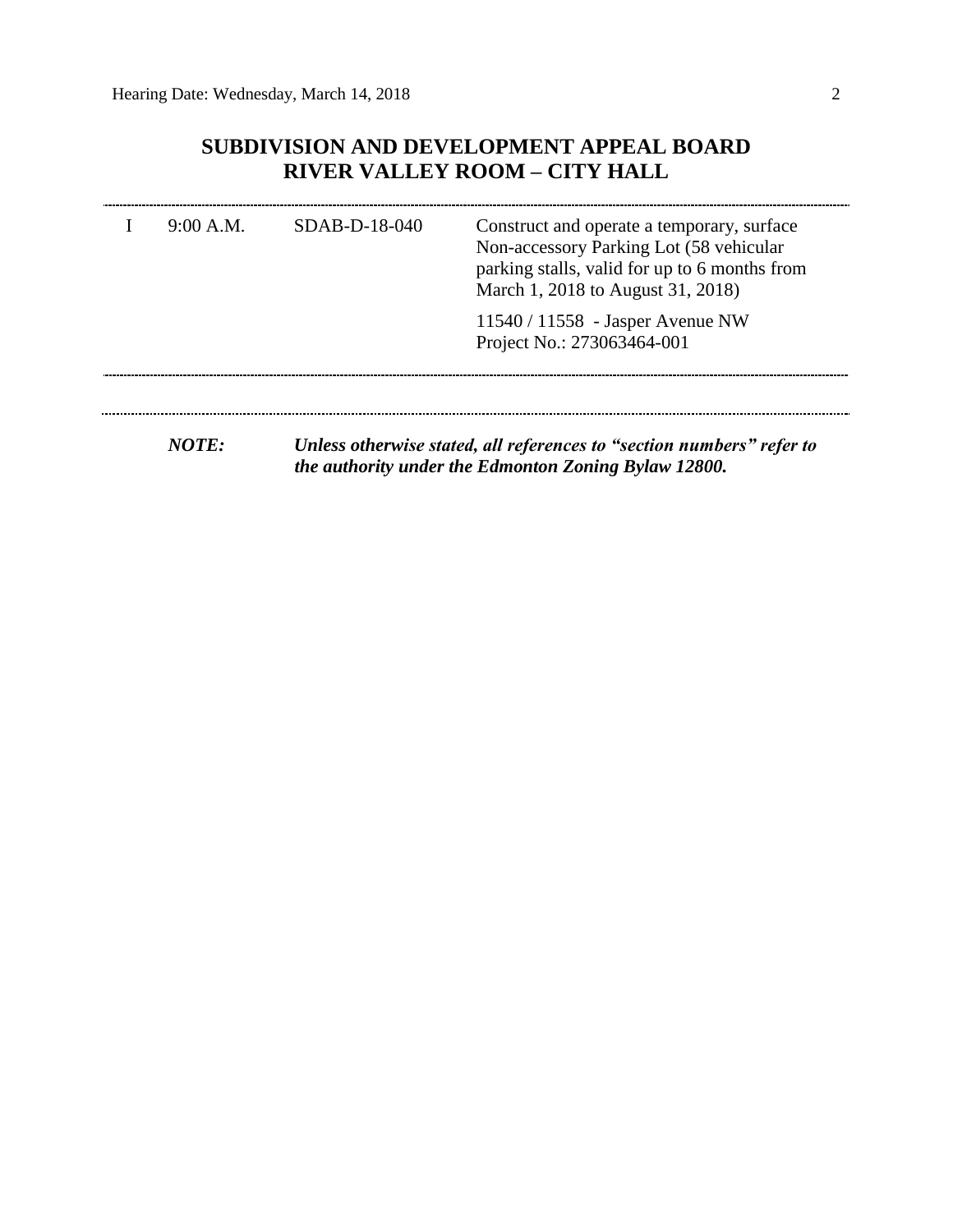## SUBDIVISION AND DEVELOPMENT APPEAL BOARD
## RIVER VALLEY ROOM – CITY HALL

| | | | |
|---|---|---|---|
| I | 9:00 A.M. | SDAB-D-18-040 | Construct and operate a temporary, surface Non-accessory Parking Lot (58 vehicular parking stalls, valid for up to 6 months from March 1, 2018 to August 31, 2018)<br><br>11540 / 11558 - Jasper Avenue NW<br>Project No.: 273063464-001 |

***NOTE:*** ***Unless otherwise stated, all references to "section numbers" refer to the authority under the Edmonton Zoning Bylaw 12800.***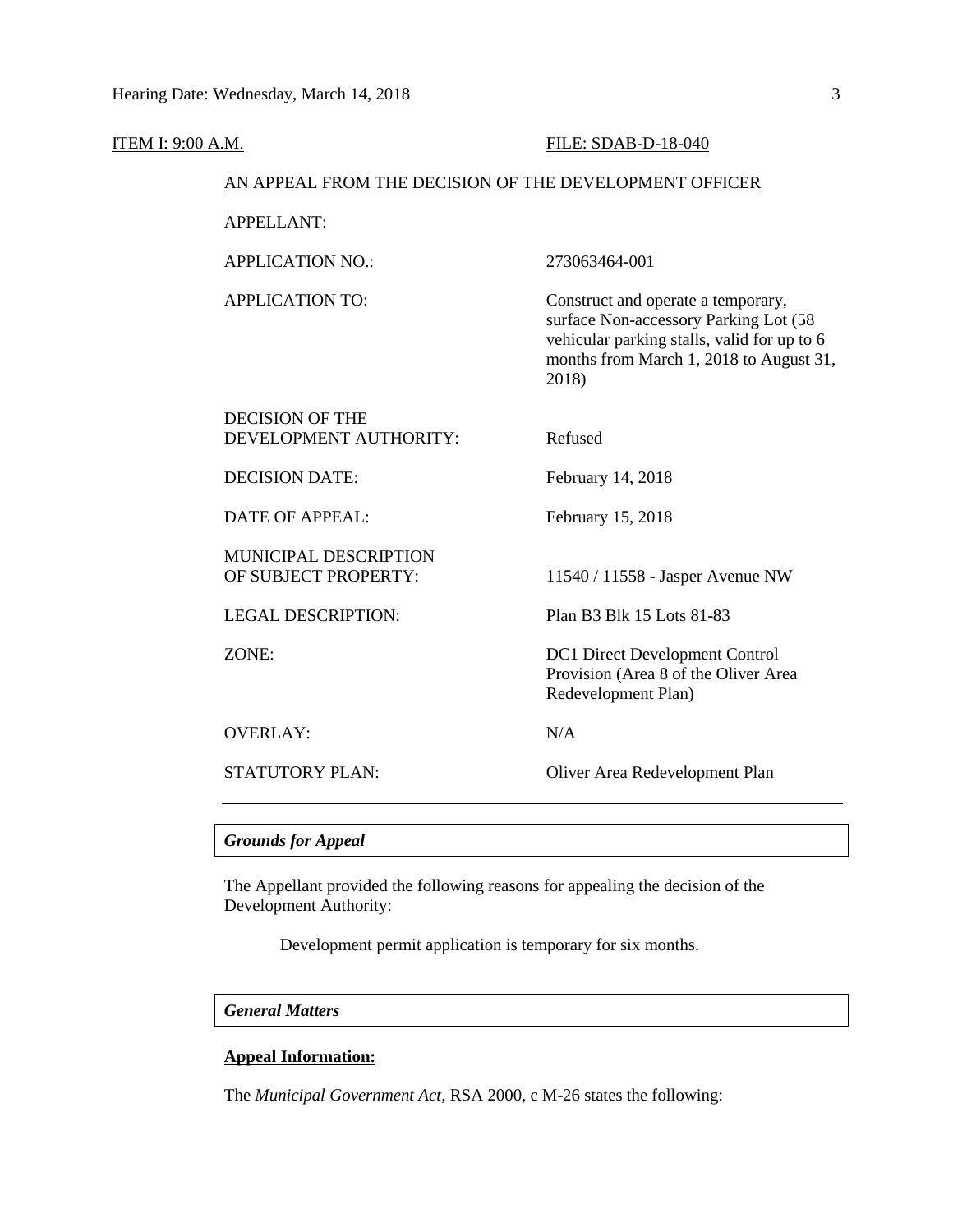ITEM I: 9:00 A.M. FILE: SDAB-D-18-040

AN APPEAL FROM THE DECISION OF THE DEVELOPMENT OFFICER

| | |
|---|---|
| APPELLANT: | |
| APPLICATION NO.: | 273063464-001 |
| APPLICATION TO: | Construct and operate a temporary, surface Non-accessory Parking Lot (58 vehicular parking stalls, valid for up to 6 months from March 1, 2018 to August 31, 2018) |
| DECISION OF THE DEVELOPMENT AUTHORITY: | Refused |
| DECISION DATE: | February 14, 2018 |
| DATE OF APPEAL: | February 15, 2018 |
| MUNICIPAL DESCRIPTION OF SUBJECT PROPERTY: | 11540 / 11558 - Jasper Avenue NW |
| LEGAL DESCRIPTION: | Plan B3 Blk 15 Lots 81-83 |
| ZONE: | DC1 Direct Development Control Provision (Area 8 of the Oliver Area Redevelopment Plan) |
| OVERLAY: | N/A |
| STATUTORY PLAN: | Oliver Area Redevelopment Plan |

### *Grounds for Appeal*

The Appellant provided the following reasons for appealing the decision of the Development Authority:

> Development permit application is temporary for six months.

### *General Matters*

**Appeal Information:**

The *Municipal Government Act*, RSA 2000, c M-26 states the following: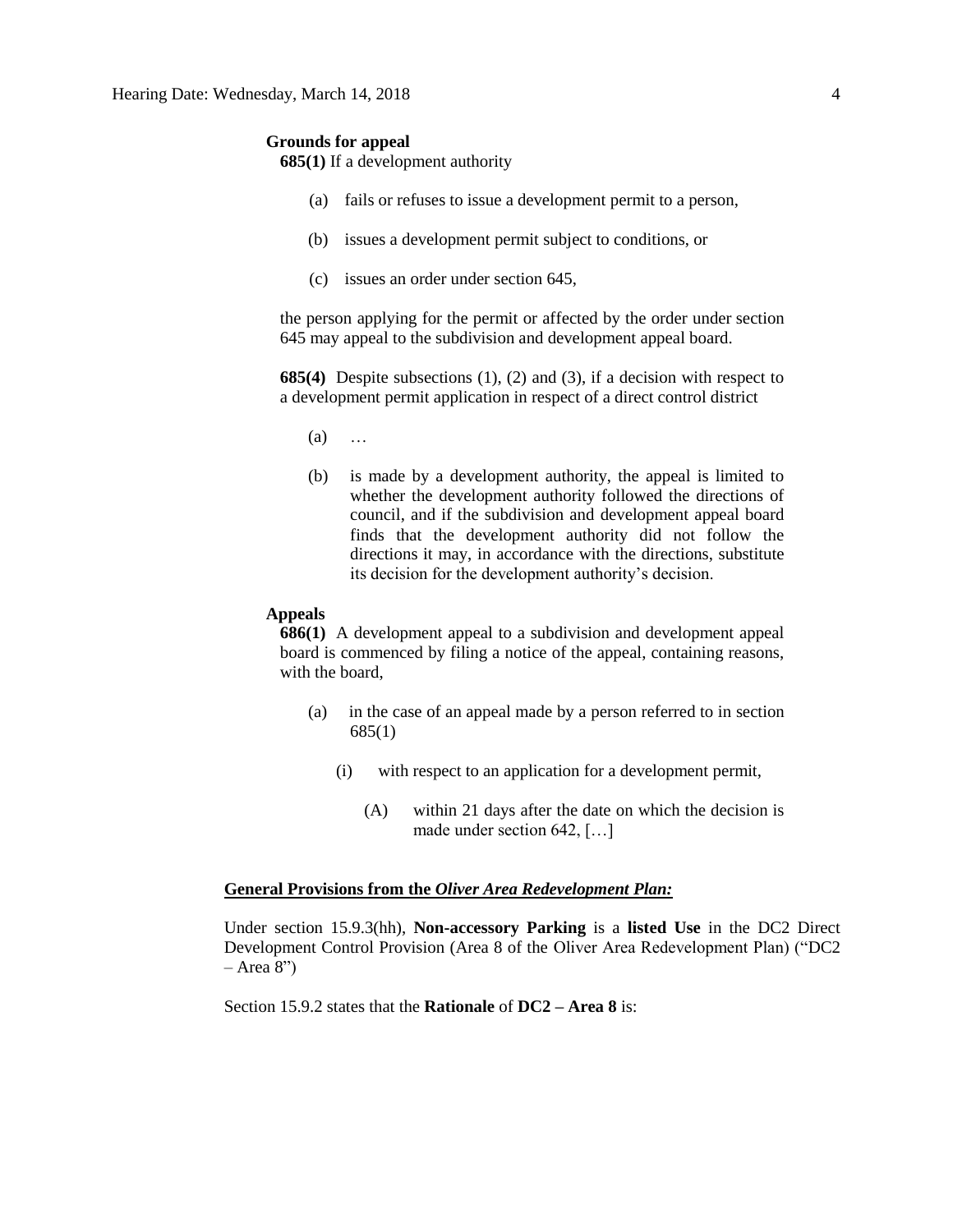**Grounds for appeal**

**685(1)** If a development authority

(a) fails or refuses to issue a development permit to a person,

(b) issues a development permit subject to conditions, or

(c) issues an order under section 645,

the person applying for the permit or affected by the order under section 645 may appeal to the subdivision and development appeal board.

**685(4)** Despite subsections (1), (2) and (3), if a decision with respect to a development permit application in respect of a direct control district

(a) …

(b) is made by a development authority, the appeal is limited to whether the development authority followed the directions of council, and if the subdivision and development appeal board finds that the development authority did not follow the directions it may, in accordance with the directions, substitute its decision for the development authority's decision.

**Appeals**

**686(1)** A development appeal to a subdivision and development appeal board is commenced by filing a notice of the appeal, containing reasons, with the board,

(a) in the case of an appeal made by a person referred to in section 685(1)

(i) with respect to an application for a development permit,

(A) within 21 days after the date on which the decision is made under section 642, […]

**<u>General Provisions from the *Oliver Area Redevelopment Plan:*</u>**

Under section 15.9.3(hh), **Non-accessory Parking** is a **listed Use** in the DC2 Direct Development Control Provision (Area 8 of the Oliver Area Redevelopment Plan) ("DC2 – Area 8")

Section 15.9.2 states that the **Rationale** of **DC2 – Area 8** is: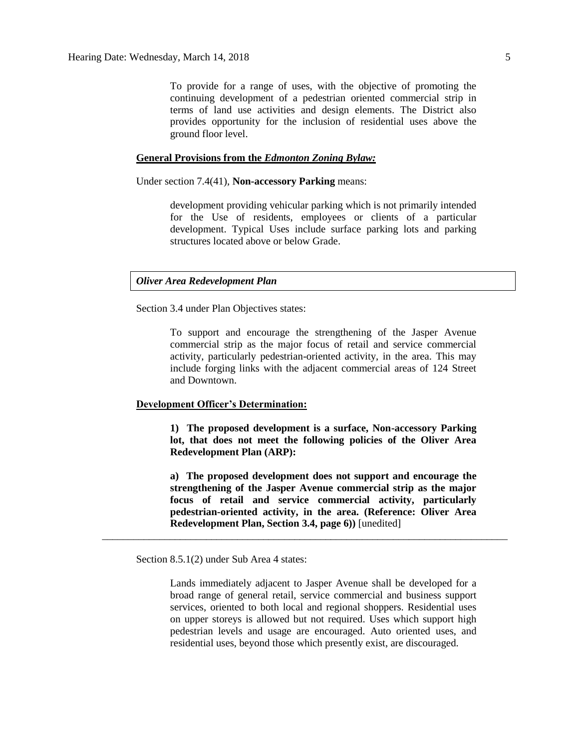> To provide for a range of uses, with the objective of promoting the continuing development of a pedestrian oriented commercial strip in terms of land use activities and design elements. The District also provides opportunity for the inclusion of residential uses above the ground floor level.

**General Provisions from the *Edmonton Zoning Bylaw:***

Under section 7.4(41), **Non-accessory Parking** means:

> development providing vehicular parking which is not primarily intended for the Use of residents, employees or clients of a particular development. Typical Uses include surface parking lots and parking structures located above or below Grade.

***Oliver Area Redevelopment Plan***

Section 3.4 under Plan Objectives states:

> To support and encourage the strengthening of the Jasper Avenue commercial strip as the major focus of retail and service commercial activity, particularly pedestrian-oriented activity, in the area. This may include forging links with the adjacent commercial areas of 124 Street and Downtown.

**Development Officer's Determination:**

> **1) The proposed development is a surface, Non-accessory Parking lot, that does not meet the following policies of the Oliver Area Redevelopment Plan (ARP):**
>
> **a) The proposed development does not support and encourage the strengthening of the Jasper Avenue commercial strip as the major focus of retail and service commercial activity, particularly pedestrian-oriented activity, in the area. (Reference: Oliver Area Redevelopment Plan, Section 3.4, page 6))** [unedited]

---

Section 8.5.1(2) under Sub Area 4 states:

> Lands immediately adjacent to Jasper Avenue shall be developed for a broad range of general retail, service commercial and business support services, oriented to both local and regional shoppers. Residential uses on upper storeys is allowed but not required. Uses which support high pedestrian levels and usage are encouraged. Auto oriented uses, and residential uses, beyond those which presently exist, are discouraged.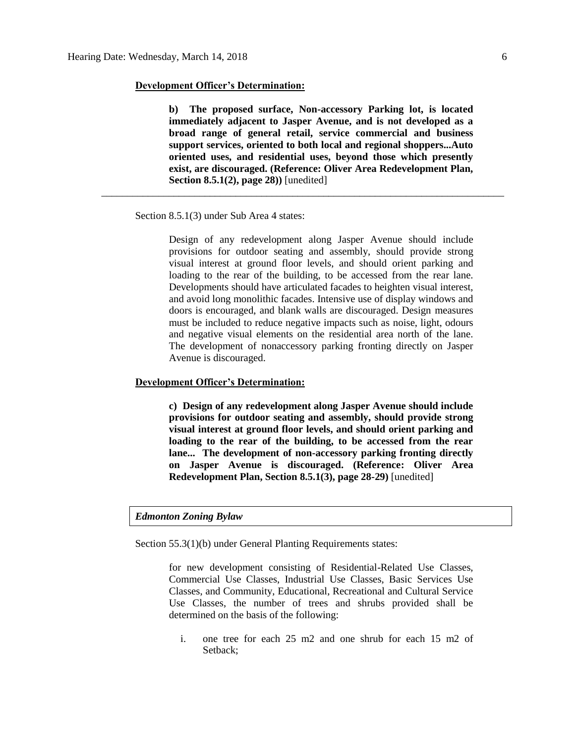**Development Officer's Determination:**

> **b) The proposed surface, Non-accessory Parking lot, is located immediately adjacent to Jasper Avenue, and is not developed as a broad range of general retail, service commercial and business support services, oriented to both local and regional shoppers...Auto oriented uses, and residential uses, beyond those which presently exist, are discouraged. (Reference: Oliver Area Redevelopment Plan, Section 8.5.1(2), page 28))** [unedited]

---

Section 8.5.1(3) under Sub Area 4 states:

> Design of any redevelopment along Jasper Avenue should include provisions for outdoor seating and assembly, should provide strong visual interest at ground floor levels, and should orient parking and loading to the rear of the building, to be accessed from the rear lane. Developments should have articulated facades to heighten visual interest, and avoid long monolithic facades. Intensive use of display windows and doors is encouraged, and blank walls are discouraged. Design measures must be included to reduce negative impacts such as noise, light, odours and negative visual elements on the residential area north of the lane. The development of nonaccessory parking fronting directly on Jasper Avenue is discouraged.

**Development Officer's Determination:**

> **c) Design of any redevelopment along Jasper Avenue should include provisions for outdoor seating and assembly, should provide strong visual interest at ground floor levels, and should orient parking and loading to the rear of the building, to be accessed from the rear lane... The development of non-accessory parking fronting directly on Jasper Avenue is discouraged. (Reference: Oliver Area Redevelopment Plan, Section 8.5.1(3), page 28-29)** [unedited]

***Edmonton Zoning Bylaw***

Section 55.3(1)(b) under General Planting Requirements states:

> for new development consisting of Residential-Related Use Classes, Commercial Use Classes, Industrial Use Classes, Basic Services Use Classes, and Community, Educational, Recreational and Cultural Service Use Classes, the number of trees and shrubs provided shall be determined on the basis of the following:
>
> i. one tree for each 25 m2 and one shrub for each 15 m2 of Setback;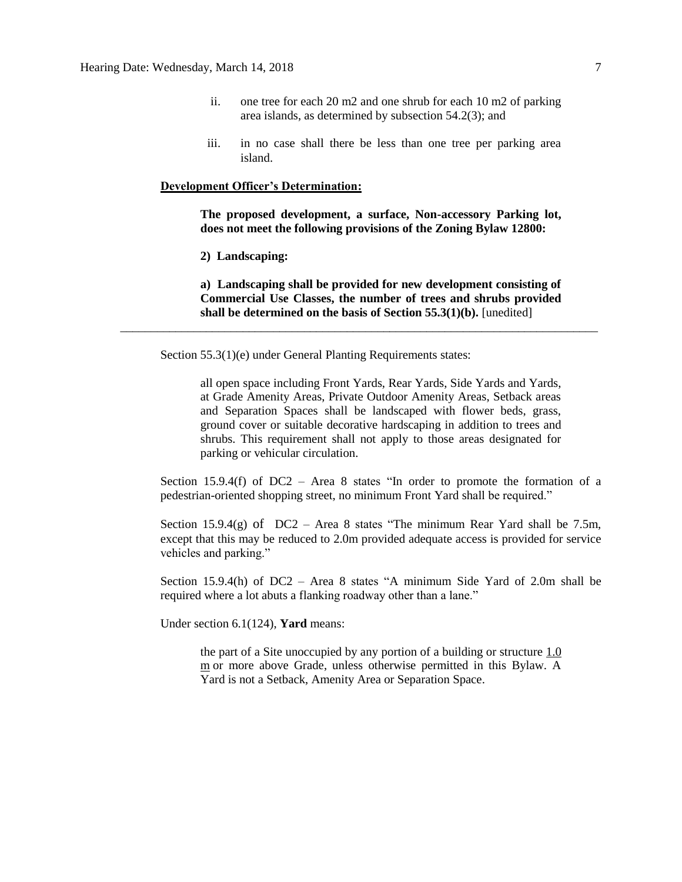ii. one tree for each 20 m2 and one shrub for each 10 m2 of parking area islands, as determined by subsection 54.2(3); and

iii. in no case shall there be less than one tree per parking area island.

**Development Officer's Determination:**

> **The proposed development, a surface, Non-accessory Parking lot, does not meet the following provisions of the Zoning Bylaw 12800:**
>
> **2) Landscaping:**
>
> **a) Landscaping shall be provided for new development consisting of Commercial Use Classes, the number of trees and shrubs provided shall be determined on the basis of Section 55.3(1)(b).** [unedited]

---

Section 55.3(1)(e) under General Planting Requirements states:

> all open space including Front Yards, Rear Yards, Side Yards and Yards, at Grade Amenity Areas, Private Outdoor Amenity Areas, Setback areas and Separation Spaces shall be landscaped with flower beds, grass, ground cover or suitable decorative hardscaping in addition to trees and shrubs. This requirement shall not apply to those areas designated for parking or vehicular circulation.

Section 15.9.4(f) of DC2 – Area 8 states "In order to promote the formation of a pedestrian-oriented shopping street, no minimum Front Yard shall be required."

Section 15.9.4(g) of DC2 – Area 8 states "The minimum Rear Yard shall be 7.5m, except that this may be reduced to 2.0m provided adequate access is provided for service vehicles and parking."

Section 15.9.4(h) of DC2 – Area 8 states "A minimum Side Yard of 2.0m shall be required where a lot abuts a flanking roadway other than a lane."

Under section 6.1(124), **Yard** means:

> the part of a Site unoccupied by any portion of a building or structure 1.0 m or more above Grade, unless otherwise permitted in this Bylaw. A Yard is not a Setback, Amenity Area or Separation Space.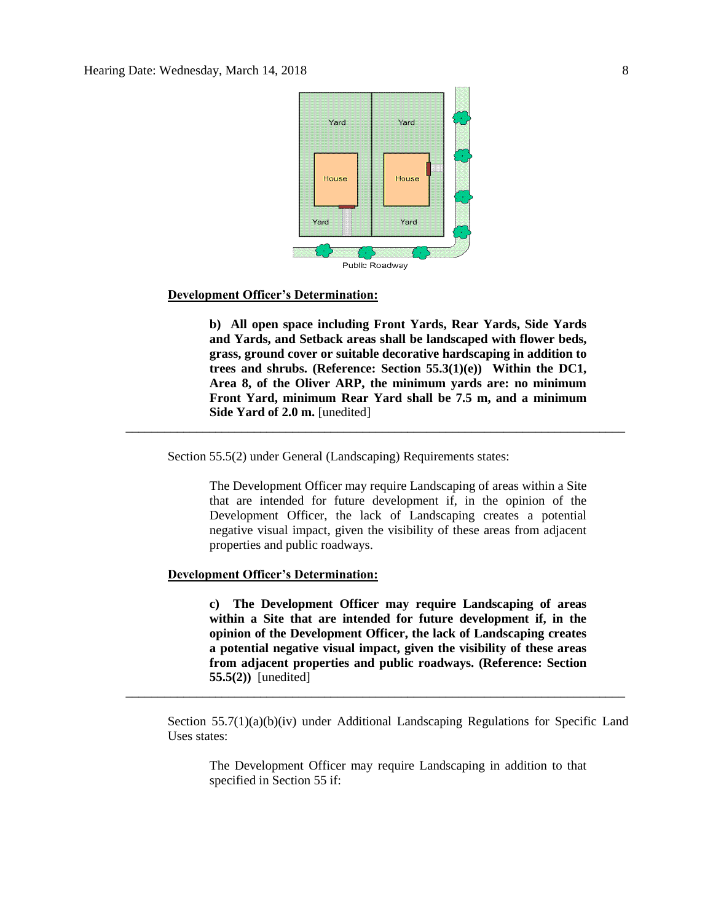**Development Officer's Determination:**

> **b) All open space including Front Yards, Rear Yards, Side Yards and Yards, and Setback areas shall be landscaped with flower beds, grass, ground cover or suitable decorative hardscaping in addition to trees and shrubs. (Reference: Section 55.3(1)(e)) Within the DC1, Area 8, of the Oliver ARP, the minimum yards are: no minimum Front Yard, minimum Rear Yard shall be 7.5 m, and a minimum Side Yard of 2.0 m.** [unedited]

---

Section 55.5(2) under General (Landscaping) Requirements states:

> The Development Officer may require Landscaping of areas within a Site that are intended for future development if, in the opinion of the Development Officer, the lack of Landscaping creates a potential negative visual impact, given the visibility of these areas from adjacent properties and public roadways.

**Development Officer's Determination:**

> **c) The Development Officer may require Landscaping of areas within a Site that are intended for future development if, in the opinion of the Development Officer, the lack of Landscaping creates a potential negative visual impact, given the visibility of these areas from adjacent properties and public roadways. (Reference: Section 55.5(2))** [unedited]

---

Section 55.7(1)(a)(b)(iv) under Additional Landscaping Regulations for Specific Land Uses states:

> The Development Officer may require Landscaping in addition to that specified in Section 55 if: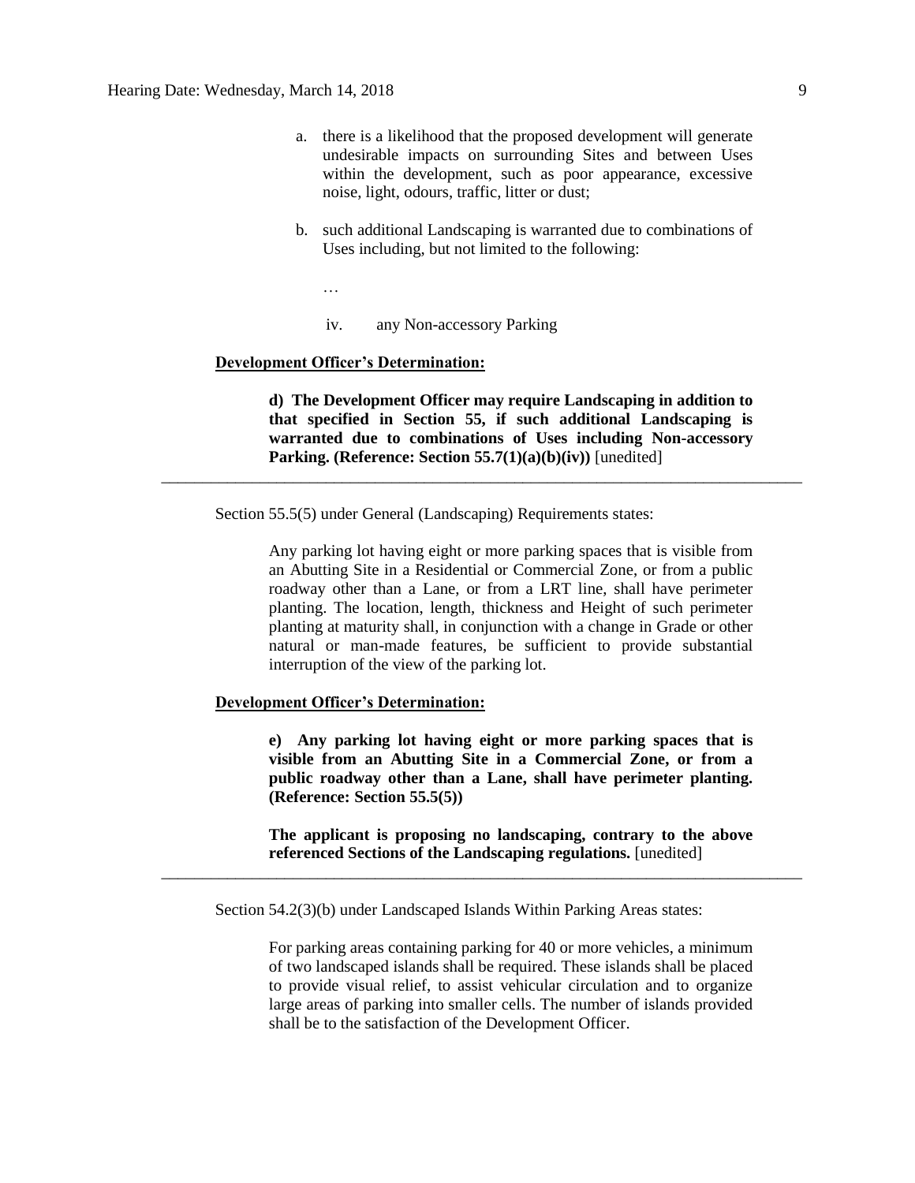a. there is a likelihood that the proposed development will generate undesirable impacts on surrounding Sites and between Uses within the development, such as poor appearance, excessive noise, light, odours, traffic, litter or dust;

b. such additional Landscaping is warranted due to combinations of Uses including, but not limited to the following:

…

iv. any Non-accessory Parking

**Development Officer's Determination:**

> **d) The Development Officer may require Landscaping in addition to that specified in Section 55, if such additional Landscaping is warranted due to combinations of Uses including Non-accessory Parking. (Reference: Section 55.7(1)(a)(b)(iv))** [unedited]

---

Section 55.5(5) under General (Landscaping) Requirements states:

> Any parking lot having eight or more parking spaces that is visible from an Abutting Site in a Residential or Commercial Zone, or from a public roadway other than a Lane, or from a LRT line, shall have perimeter planting. The location, length, thickness and Height of such perimeter planting at maturity shall, in conjunction with a change in Grade or other natural or man-made features, be sufficient to provide substantial interruption of the view of the parking lot.

**Development Officer's Determination:**

> **e) Any parking lot having eight or more parking spaces that is visible from an Abutting Site in a Commercial Zone, or from a public roadway other than a Lane, shall have perimeter planting. (Reference: Section 55.5(5))**
>
> **The applicant is proposing no landscaping, contrary to the above referenced Sections of the Landscaping regulations.** [unedited]

---

Section 54.2(3)(b) under Landscaped Islands Within Parking Areas states:

> For parking areas containing parking for 40 or more vehicles, a minimum of two landscaped islands shall be required. These islands shall be placed to provide visual relief, to assist vehicular circulation and to organize large areas of parking into smaller cells. The number of islands provided shall be to the satisfaction of the Development Officer.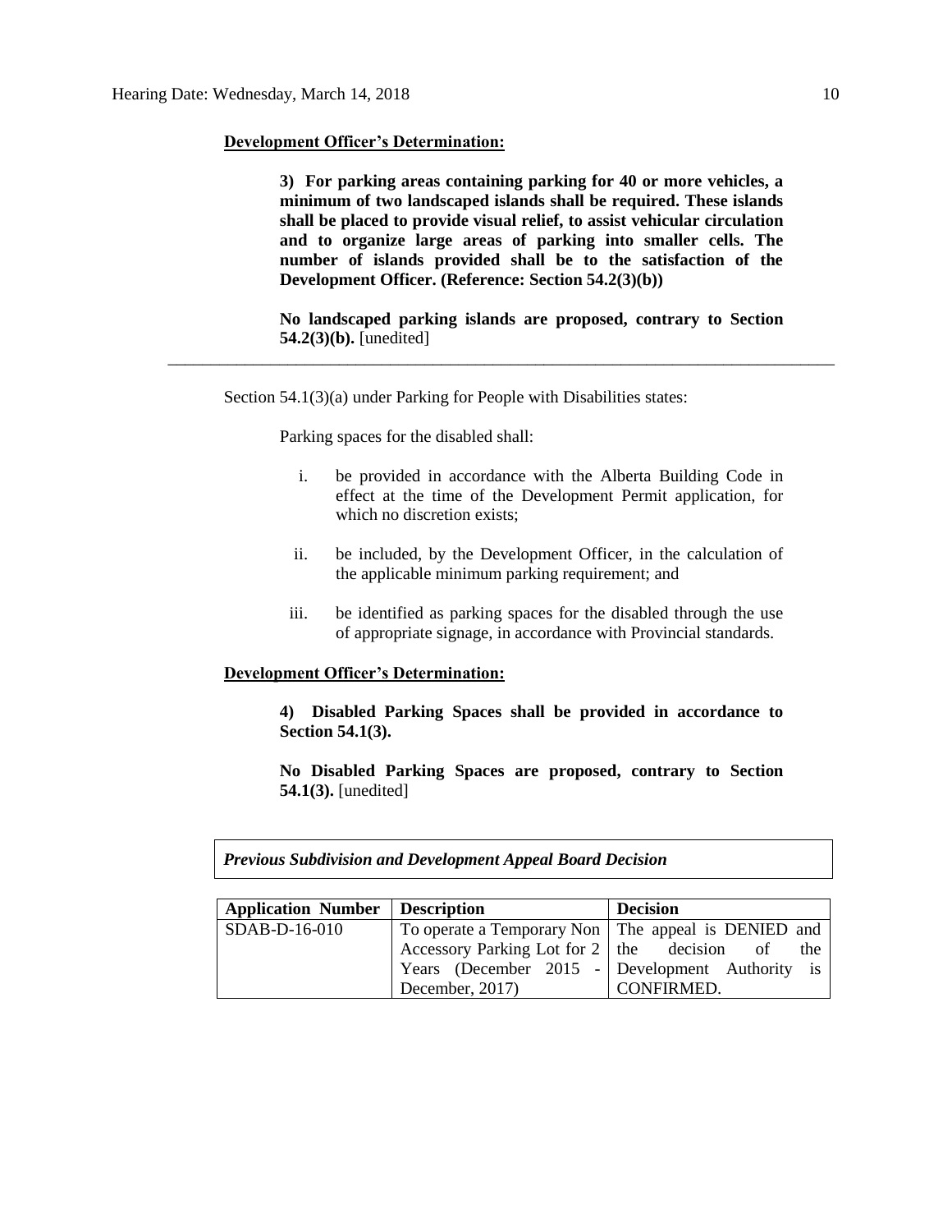**Development Officer's Determination:**

> **3) For parking areas containing parking for 40 or more vehicles, a minimum of two landscaped islands shall be required. These islands shall be placed to provide visual relief, to assist vehicular circulation and to organize large areas of parking into smaller cells. The number of islands provided shall be to the satisfaction of the Development Officer. (Reference: Section 54.2(3)(b))**
>
> **No landscaped parking islands are proposed, contrary to Section 54.2(3)(b).** [unedited]

---

Section 54.1(3)(a) under Parking for People with Disabilities states:

> Parking spaces for the disabled shall:
>
> i. be provided in accordance with the Alberta Building Code in effect at the time of the Development Permit application, for which no discretion exists;
>
> ii. be included, by the Development Officer, in the calculation of the applicable minimum parking requirement; and
>
> iii. be identified as parking spaces for the disabled through the use of appropriate signage, in accordance with Provincial standards.

**Development Officer's Determination:**

> **4) Disabled Parking Spaces shall be provided in accordance to Section 54.1(3).**
>
> **No Disabled Parking Spaces are proposed, contrary to Section 54.1(3).** [unedited]

***Previous Subdivision and Development Appeal Board Decision***

| **Application Number** | **Description** | **Decision** |
|---|---|---|
| SDAB-D-16-010 | To operate a Temporary Non Accessory Parking Lot for 2 Years (December 2015 - December, 2017) | The appeal is DENIED and the decision of the Development Authority is CONFIRMED. |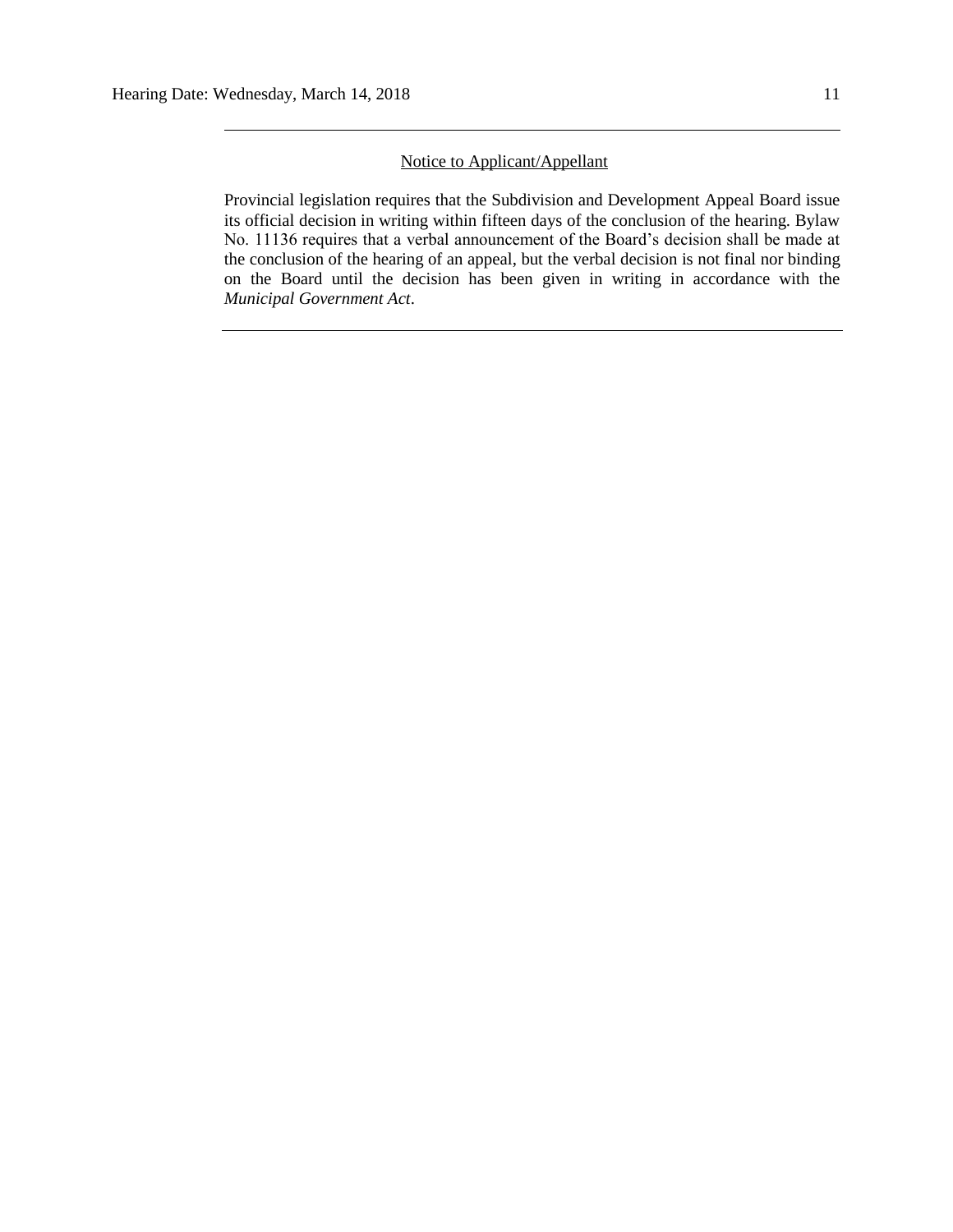---

Notice to Applicant/Appellant

Provincial legislation requires that the Subdivision and Development Appeal Board issue its official decision in writing within fifteen days of the conclusion of the hearing. Bylaw No. 11136 requires that a verbal announcement of the Board's decision shall be made at the conclusion of the hearing of an appeal, but the verbal decision is not final nor binding on the Board until the decision has been given in writing in accordance with the *Municipal Government Act*.

---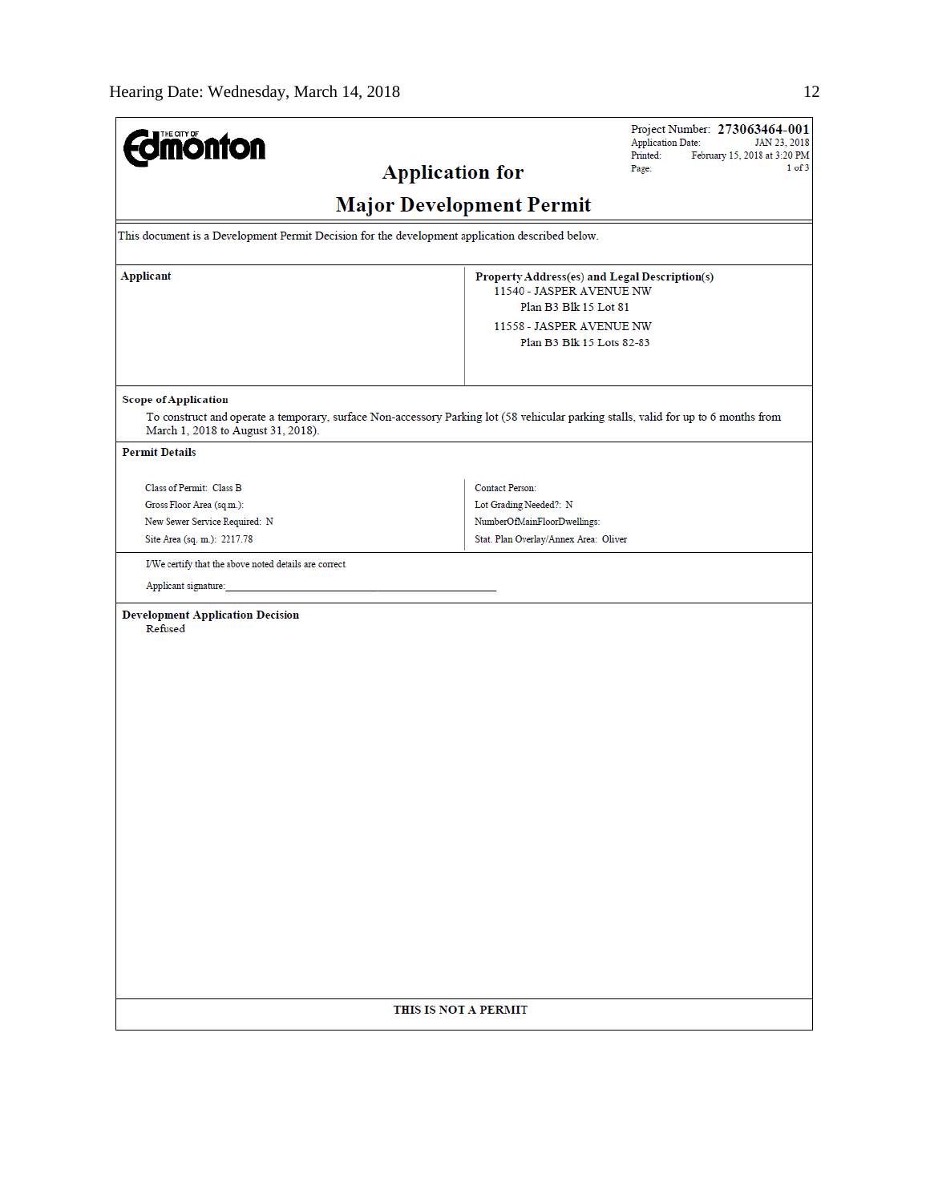THE CITY OF Edmonton

Project Number: **273063464-001**
Application Date: JAN 23, 2018
Printed: February 15, 2018 at 3:20 PM
Page: 1 of 3

# Application for Major Development Permit

This document is a Development Permit Decision for the development application described below.

| Applicant | Property Address(es) and Legal Description(s) |
|---|---|
| | 11540 - JASPER AVENUE NW<br>Plan B3 Blk 15 Lot 81<br>11558 - JASPER AVENUE NW<br>Plan B3 Blk 15 Lots 82-83 |

**Scope of Application**

To construct and operate a temporary, surface Non-accessory Parking lot (58 vehicular parking stalls, valid for up to 6 months from March 1, 2018 to August 31, 2018).

**Permit Details**

| | |
|---|---|
| Class of Permit: Class B | Contact Person: |
| Gross Floor Area (sq.m.): | Lot Grading Needed?: N |
| New Sewer Service Required: N | NumberOfMainFloorDwellings: |
| Site Area (sq. m.): 2217.78 | Stat. Plan Overlay/Annex Area: Oliver |

I/We certify that the above noted details are correct.

Applicant signature:_______________________________________________

**Development Application Decision**

Refused

**THIS IS NOT A PERMIT**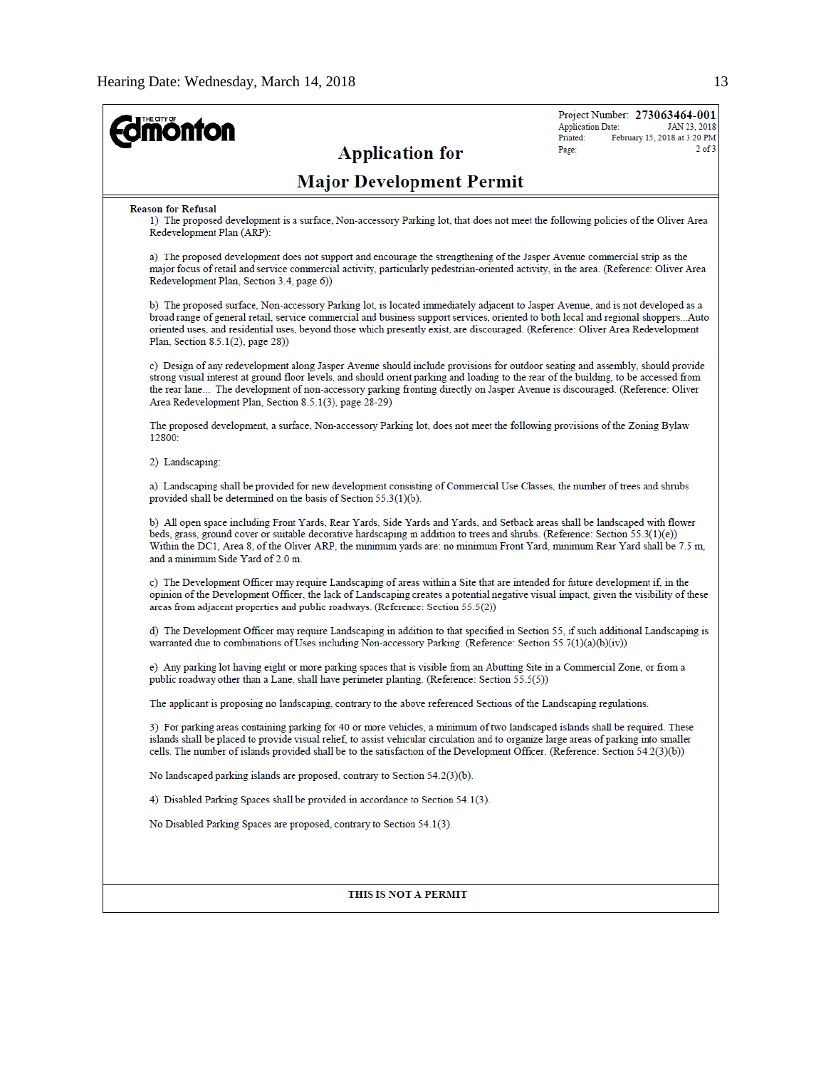THE CITY OF Edmonton

Project Number: **273063464-001**
Application Date: JAN 23, 2018
Printed: February 15, 2018 at 3:20 PM

## Application for

## Major Development Permit

**Reason for Refusal**

1) The proposed development is a surface, Non-accessory Parking lot, that does not meet the following policies of the Oliver Area Redevelopment Plan (ARP):

a) The proposed development does not support and encourage the strengthening of the Jasper Avenue commercial strip as the major focus of retail and service commercial activity, particularly pedestrian-oriented activity, in the area. (Reference: Oliver Area Redevelopment Plan, Section 3.4, page 6))

b) The proposed surface, Non-accessory Parking lot, is located immediately adjacent to Jasper Avenue, and is not developed as a broad range of general retail, service commercial and business support services, oriented to both local and regional shoppers...Auto oriented uses, and residential uses, beyond those which presently exist, are discouraged. (Reference: Oliver Area Redevelopment Plan, Section 8.5.1(2), page 28))

c) Design of any redevelopment along Jasper Avenue should include provisions for outdoor seating and assembly, should provide strong visual interest at ground floor levels, and should orient parking and loading to the rear of the building, to be accessed from the rear lane... The development of non-accessory parking fronting directly on Jasper Avenue is discouraged. (Reference: Oliver Area Redevelopment Plan, Section 8.5.1(3), page 28-29)

The proposed development, a surface, Non-accessory Parking lot, does not meet the following provisions of the Zoning Bylaw 12800:

2) Landscaping:

a) Landscaping shall be provided for new development consisting of Commercial Use Classes, the number of trees and shrubs provided shall be determined on the basis of Section 55.3(1)(b).

b) All open space including Front Yards, Rear Yards, Side Yards and Yards, and Setback areas shall be landscaped with flower beds, grass, ground cover or suitable decorative hardscaping in addition to trees and shrubs. (Reference: Section 55.3(1)(e)) Within the DC1, Area 8, of the Oliver ARP, the minimum yards are: no minimum Front Yard, minimum Rear Yard shall be 7.5 m, and a minimum Side Yard of 2.0 m.

c) The Development Officer may require Landscaping of areas within a Site that are intended for future development if, in the opinion of the Development Officer, the lack of Landscaping creates a potential negative visual impact, given the visibility of these areas from adjacent properties and public roadways. (Reference: Section 55.5(2))

d) The Development Officer may require Landscaping in addition to that specified in Section 55, if such additional Landscaping is warranted due to combinations of Uses including Non-accessory Parking. (Reference: Section 55.7(1)(a)(b)(iv))

e) Any parking lot having eight or more parking spaces that is visible from an Abutting Site in a Commercial Zone, or from a public roadway other than a Lane, shall have perimeter planting. (Reference: Section 55.5(5))

The applicant is proposing no landscaping, contrary to the above referenced Sections of the Landscaping regulations.

3) For parking areas containing parking for 40 or more vehicles, a minimum of two landscaped islands shall be required. These islands shall be placed to provide visual relief, to assist vehicular circulation and to organize large areas of parking into smaller cells. The number of islands provided shall be to the satisfaction of the Development Officer. (Reference: Section 54.2(3)(b))

No landscaped parking islands are proposed, contrary to Section 54.2(3)(b).

4) Disabled Parking Spaces shall be provided in accordance to Section 54.1(3).

No Disabled Parking Spaces are proposed, contrary to Section 54.1(3).

**THIS IS NOT A PERMIT**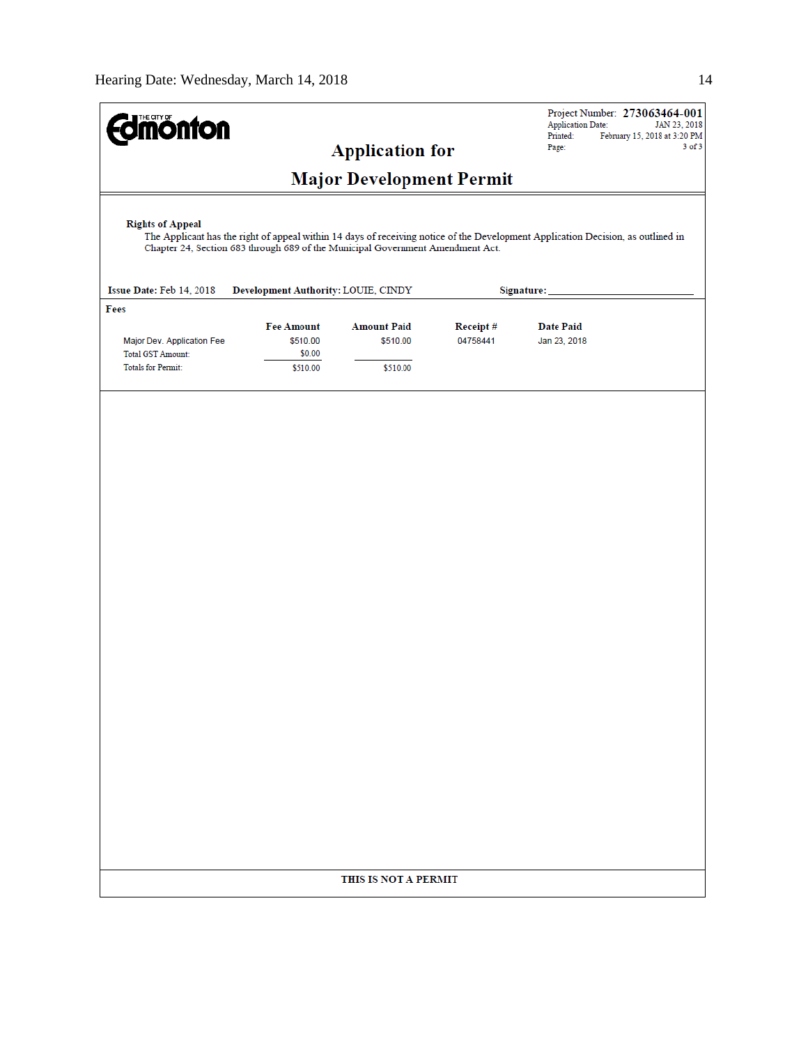Project Number: **273063464-001**
Application Date: JAN 23, 2018
Printed: February 15, 2018 at 3:20 PM

# Application for

# Major Development Permit

**Rights of Appeal**

The Applicant has the right of appeal within 14 days of receiving notice of the Development Application Decision, as outlined in Chapter 24, Section 683 through 689 of the Municipal Government Amendment Act.

**Issue Date:** Feb 14, 2018 **Development Authority:** LOUIE, CINDY **Signature:** ______________________

**Fees**

| | Fee Amount | Amount Paid | Receipt # | Date Paid |
|---|---|---|---|---|
| Major Dev. Application Fee | $510.00 | $510.00 | 04758441 | Jan 23, 2018 |
| Total GST Amount: | $0.00 | | | |
| Totals for Permit: | $510.00 | $510.00 | | |

**THIS IS NOT A PERMIT**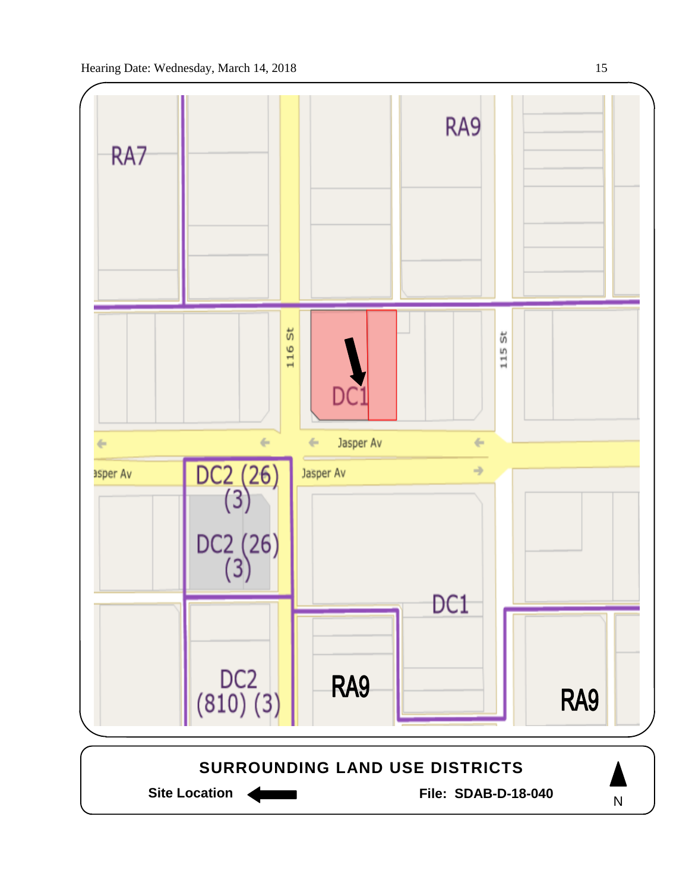RA7

RA9

116 St

115 St

DC1

Jasper Av

Jasper Av

Jasper Av

DC2 (26) (3)

DC2 (26) (3)

DC1

DC2 (810) (3)

RA9

RA9

**SURROUNDING LAND USE DISTRICTS**

**Site Location** ←

**File: SDAB-D-18-040**

N